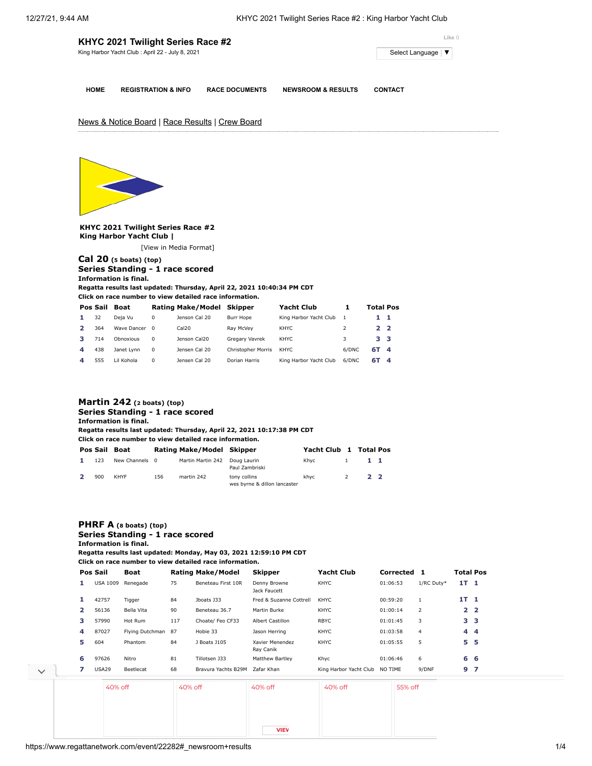# KHYC 2021 Twilight Series Race #2

King Harbor Yacht Club : April 22 - July 8, 2021

Like 0

Select Language ▼

HOME | REGISTRATION & INFO | RACE DOCUMENTS | NEWSROOM & RESULTS | CONTACT

News & Notice Board | Race Results | Crew Board

**KHYC 2021 Twilight Series Race #2**
**King Harbor Yacht Club |**

[View in Media Format]

## Cal 20 (5 boats) (top)

### Series Standing - 1 race scored

**Information is final.**
**Regatta results last updated: Thursday, April 22, 2021 10:40:34 PM CDT**
**Click on race number to view detailed race information.**

| Pos | Sail | Boat | Rating | Make/Model | Skipper | Yacht Club | 1 | Total | Pos |
|---|---|---|---|---|---|---|---|---|---|
| 1 | 32 | Deja Vu | 0 | Jenson Cal 20 | Burr Hope | King Harbor Yacht Club | 1 | 1 | 1 |
| 2 | 364 | Wave Dancer | 0 | Cal20 | Ray McVey | KHYC | 2 | 2 | 2 |
| 3 | 714 | Obnoxious | 0 | Jenson Cal20 | Gregary Vavrek | KHYC | 3 | 3 | 3 |
| 4 | 438 | Janet Lynn | 0 | Jensen Cal 20 | Christopher Morris | KHYC | 6/DNC | 6T | 4 |
| 4 | 555 | Lil Kohola | 0 | Jensen Cal 20 | Dorian Harris | King Harbor Yacht Club | 6/DNC | 6T | 4 |

## Martin 242 (2 boats) (top)

### Series Standing - 1 race scored

**Information is final.**
**Regatta results last updated: Thursday, April 22, 2021 10:17:38 PM CDT**
**Click on race number to view detailed race information.**

| Pos | Sail | Boat | Rating | Make/Model | Skipper | Yacht Club | 1 | Total | Pos |
|---|---|---|---|---|---|---|---|---|---|
| 1 | 123 | New Channels | 0 | Martin Martin 242 | Doug Laurin<br>Paul Zambriski | Khyc | 1 | 1 | 1 |
| 2 | 900 | KHYF | 156 | martin 242 | tony collins<br>wes byrne & dillon lancaster | khyc | 2 | 2 | 2 |

## PHRF A (8 boats) (top)

### Series Standing - 1 race scored

**Information is final.**
**Regatta results last updated: Monday, May 03, 2021 12:59:10 PM CDT**
**Click on race number to view detailed race information.**

| Pos | Sail | Boat | Rating | Make/Model | Skipper | Yacht Club | Corrected | 1 | Total | Pos |
|---|---|---|---|---|---|---|---|---|---|---|
| 1 | USA 1009 | Renegade | 75 | Beneteau First 10R | Denny Browne<br>Jack Faucett | KHYC | 01:06:53 | 1/RC Duty* | 1T | 1 |
| 1 | 42757 | Tigger | 84 | Jboats J33 | Fred & Suzanne Cottrell | KHYC | 00:59:20 | 1 | 1T | 1 |
| 2 | 56136 | Bella Vita | 90 | Beneteau 36.7 | Martin Burke | KHYC | 01:00:14 | 2 | 2 | 2 |
| 3 | 57990 | Hot Rum | 117 | Choate/ Feo CF33 | Albert Castillon | RBYC | 01:01:45 | 3 | 3 | 3 |
| 4 | 87027 | Flying Dutchman | 87 | Hobie 33 | Jason Herring | KHYC | 01:03:58 | 4 | 4 | 4 |
| 5 | 604 | Phantom | 84 | J Boats J105 | Xavier Menendez<br>Ray Canik | KHYC | 01:05:55 | 5 | 5 | 5 |
| 6 | 97626 | Nitro | 81 | Tillotsen J33 | Matthew Bartley | Khyc | 01:06:46 | 6 | 6 | 6 |
| 7 | USA29 | Beetlecat | 68 | Bravura Yachts B29M | Zafar Khan | King Harbor Yacht Club | NO TIME | 9/DNF | 9 | 7 |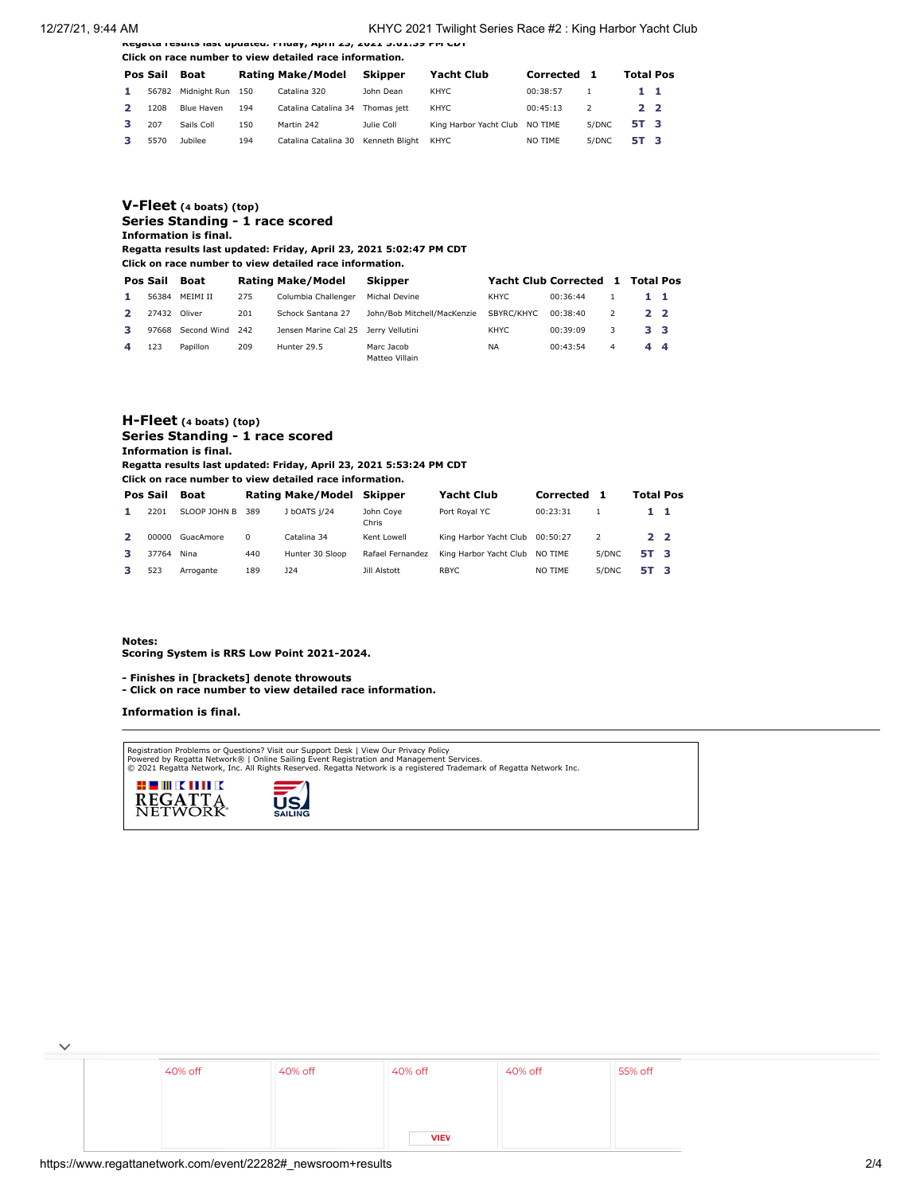Regatta results last updated: Friday, April 23, 2021 5:01:39 PM CDT

**Click on race number to view detailed race information.**

| Pos | Sail | Boat | Rating | Make/Model | Skipper | Yacht Club | Corrected | 1 | Total | Pos |
|---|---|---|---|---|---|---|---|---|---|---|
| 1 | 56782 | Midnight Run | 150 | Catalina 320 | John Dean | KHYC | 00:38:57 | 1 | 1 | 1 |
| 2 | 1208 | Blue Haven | 194 | Catalina Catalina 34 | Thomas jett | KHYC | 00:45:13 | 2 | 2 | 2 |
| 3 | 207 | Sails Coll | 150 | Martin 242 | Julie Coll | King Harbor Yacht Club | NO TIME | 5/DNC | 5T | 3 |
| 3 | 5570 | Jubilee | 194 | Catalina Catalina 30 | Kenneth Blight | KHYC | NO TIME | 5/DNC | 5T | 3 |

## V-Fleet (4 boats) (top)

**Series Standing - 1 race scored**

**Information is final.**

**Regatta results last updated: Friday, April 23, 2021 5:02:47 PM CDT**

**Click on race number to view detailed race information.**

| Pos | Sail | Boat | Rating | Make/Model | Skipper | Yacht Club | Corrected | 1 | Total | Pos |
|---|---|---|---|---|---|---|---|---|---|---|
| 1 | 56384 | MEIMI II | 275 | Columbia Challenger | Michal Devine | KHYC | 00:36:44 | 1 | 1 | 1 |
| 2 | 27432 | Oliver | 201 | Schock Santana 27 | John/Bob Mitchell/MacKenzie | SBYRC/KHYC | 00:38:40 | 2 | 2 | 2 |
| 3 | 97668 | Second Wind | 242 | Jensen Marine Cal 25 | Jerry Vellutini | KHYC | 00:39:09 | 3 | 3 | 3 |
| 4 | 123 | Papillon | 209 | Hunter 29.5 | Marc Jacob Matteo Villain | NA | 00:43:54 | 4 | 4 | 4 |

## H-Fleet (4 boats) (top)

**Series Standing - 1 race scored**

**Information is final.**

**Regatta results last updated: Friday, April 23, 2021 5:53:24 PM CDT**

**Click on race number to view detailed race information.**

| Pos | Sail | Boat | Rating | Make/Model | Skipper | Yacht Club | Corrected | 1 | Total | Pos |
|---|---|---|---|---|---|---|---|---|---|---|
| 1 | 2201 | SLOOP JOHN B | 389 | J bOATS j/24 | John Coye Chris | Port Royal YC | 00:23:31 | 1 | 1 | 1 |
| 2 | 00000 | GuacAmore | 0 | Catalina 34 | Kent Lowell | King Harbor Yacht Club | 00:50:27 | 2 | 2 | 2 |
| 3 | 37764 | Nina | 440 | Hunter 30 Sloop | Rafael Fernandez | King Harbor Yacht Club | NO TIME | 5/DNC | 5T | 3 |
| 3 | 523 | Arrogante | 189 | J24 | Jill Alstott | RBYC | NO TIME | 5/DNC | 5T | 3 |

**Notes:**

**Scoring System is RRS Low Point 2021-2024.**

**- Finishes in [brackets] denote throwouts**

**- Click on race number to view detailed race information.**

**Information is final.**

Registration Problems or Questions? Visit our Support Desk | View Our Privacy Policy
Powered by Regatta Network® | Online Sailing Event Registration and Management Services.
© 2021 Regatta Network, Inc. All Rights Reserved. Regatta Network is a registered Trademark of Regatta Network Inc.

40% off | 40% off | 40% off | 40% off | 55% off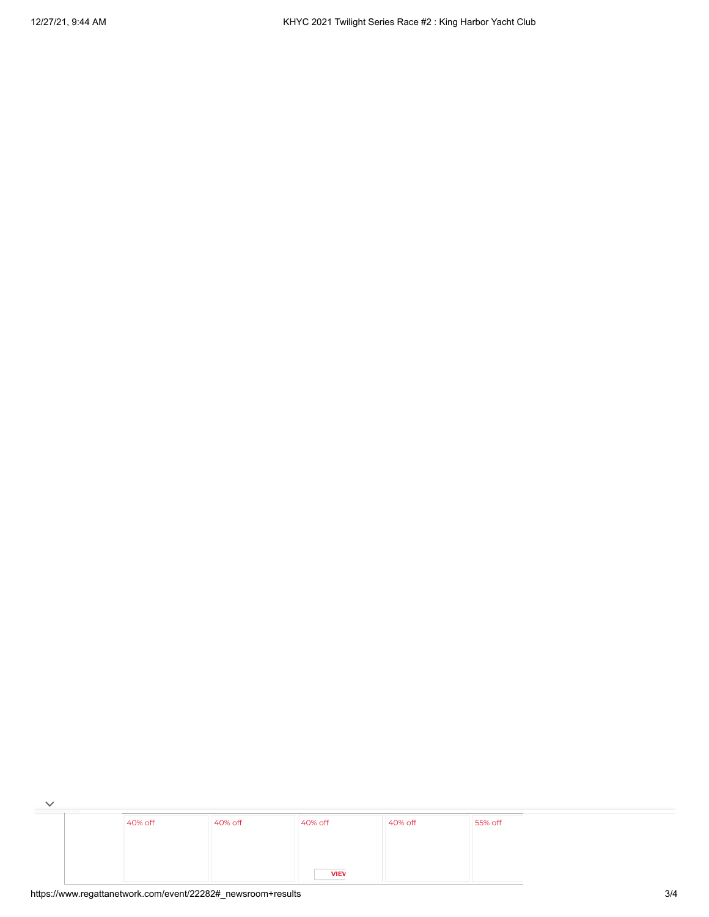40% off

40% off

40% off

VIEV

40% off

55% off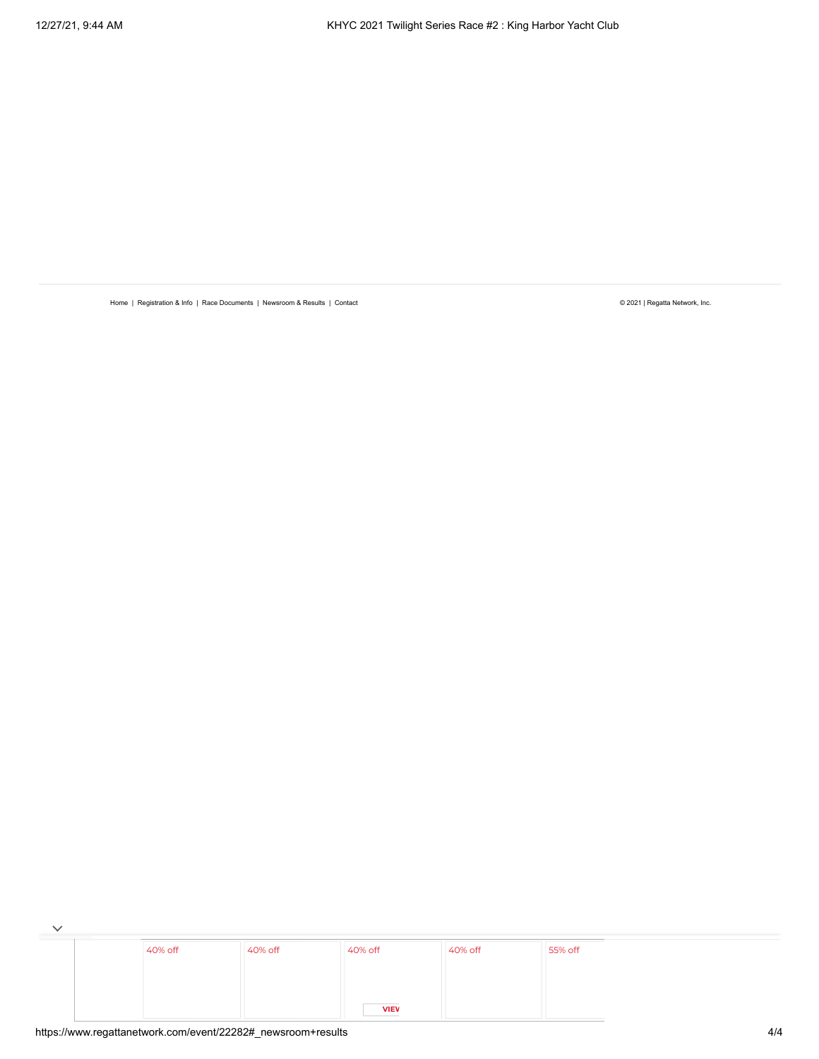Home | Registration & Info | Race Documents | Newsroom & Results | Contact

© 2021 | Regatta Network, Inc.

40% off

40% off

40% off

40% off

55% off

VIEV